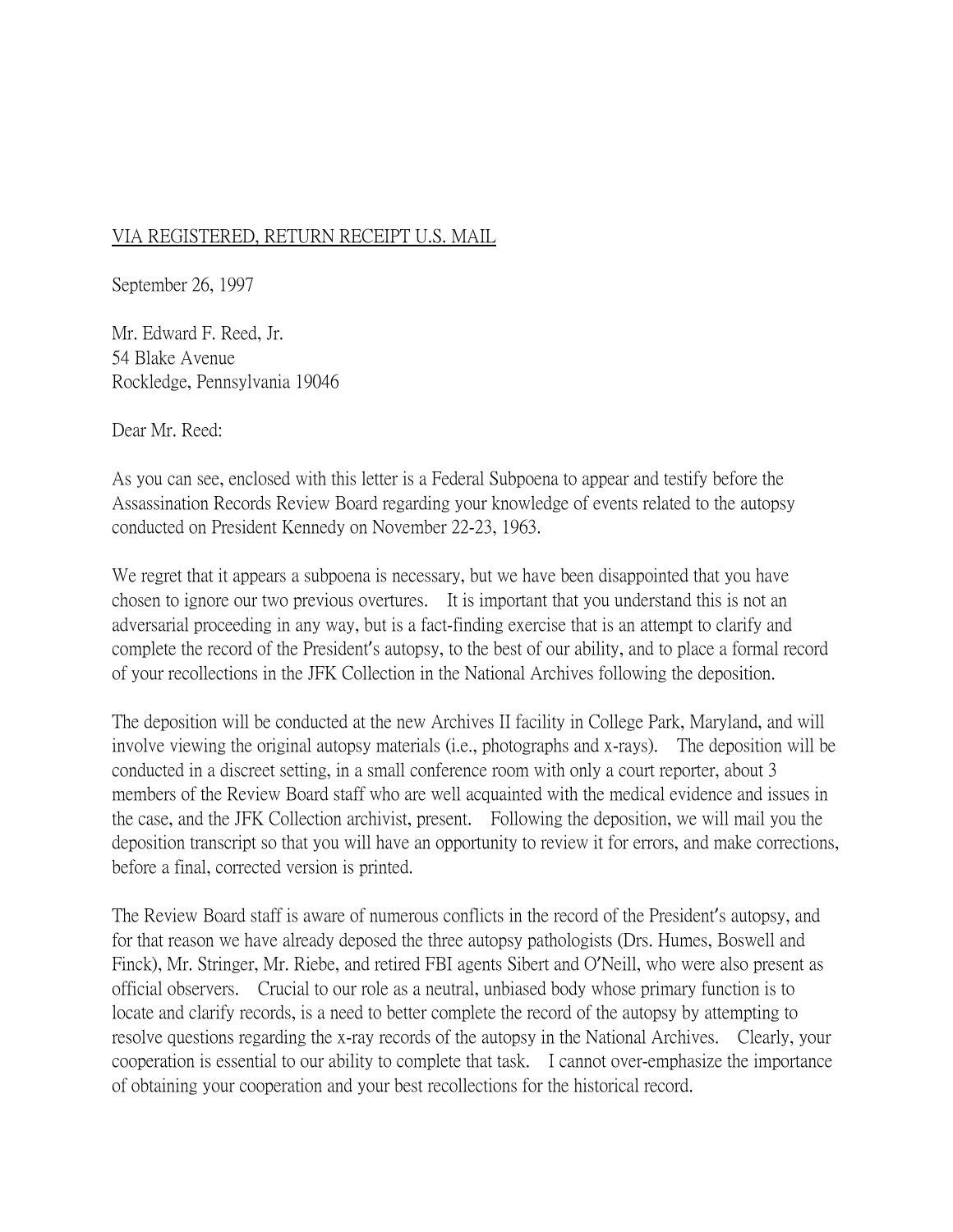<u>VIA REGISTERED, RETURN RECEIPT U.S. MAIL</u>

September 26, 1997

Mr. Edward F. Reed, Jr.
54 Blake Avenue
Rockledge, Pennsylvania 19046

Dear Mr. Reed:

As you can see, enclosed with this letter is a Federal Subpoena to appear and testify before the Assassination Records Review Board regarding your knowledge of events related to the autopsy conducted on President Kennedy on November 22-23, 1963.

We regret that it appears a subpoena is necessary, but we have been disappointed that you have chosen to ignore our two previous overtures. It is important that you understand this is not an adversarial proceeding in any way, but is a fact-finding exercise that is an attempt to clarify and complete the record of the President's autopsy, to the best of our ability, and to place a formal record of your recollections in the JFK Collection in the National Archives following the deposition.

The deposition will be conducted at the new Archives II facility in College Park, Maryland, and will involve viewing the original autopsy materials (i.e., photographs and x-rays). The deposition will be conducted in a discreet setting, in a small conference room with only a court reporter, about 3 members of the Review Board staff who are well acquainted with the medical evidence and issues in the case, and the JFK Collection archivist, present. Following the deposition, we will mail you the deposition transcript so that you will have an opportunity to review it for errors, and make corrections, before a final, corrected version is printed.

The Review Board staff is aware of numerous conflicts in the record of the President's autopsy, and for that reason we have already deposed the three autopsy pathologists (Drs. Humes, Boswell and Finck), Mr. Stringer, Mr. Riebe, and retired FBI agents Sibert and O'Neill, who were also present as official observers. Crucial to our role as a neutral, unbiased body whose primary function is to locate and clarify records, is a need to better complete the record of the autopsy by attempting to resolve questions regarding the x-ray records of the autopsy in the National Archives. Clearly, your cooperation is essential to our ability to complete that task. I cannot over-emphasize the importance of obtaining your cooperation and your best recollections for the historical record.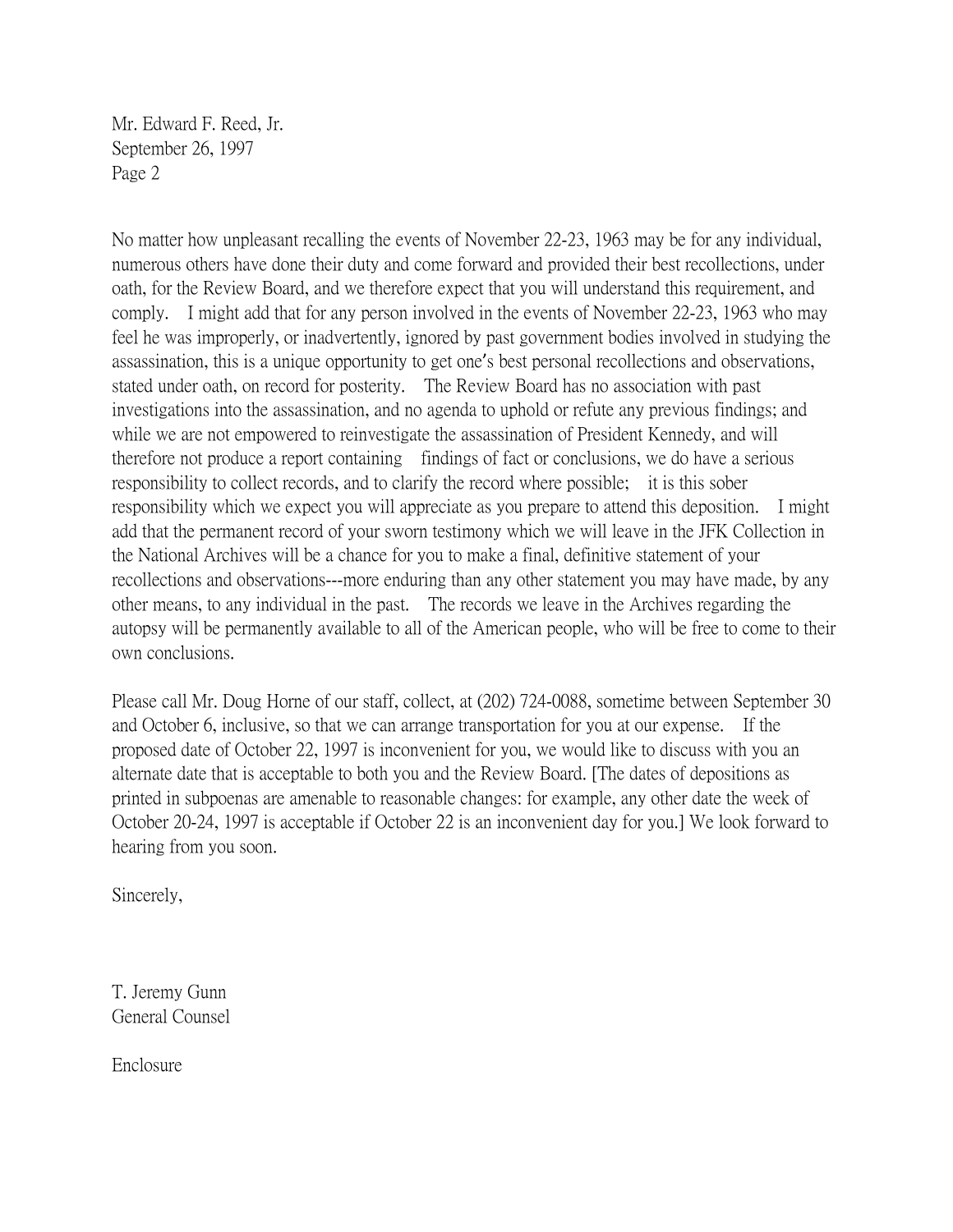Mr. Edward F. Reed, Jr.
September 26, 1997
Page 2

No matter how unpleasant recalling the events of November 22-23, 1963 may be for any individual, numerous others have done their duty and come forward and provided their best recollections, under oath, for the Review Board, and we therefore expect that you will understand this requirement, and comply. I might add that for any person involved in the events of November 22-23, 1963 who may feel he was improperly, or inadvertently, ignored by past government bodies involved in studying the assassination, this is a unique opportunity to get one's best personal recollections and observations, stated under oath, on record for posterity. The Review Board has no association with past investigations into the assassination, and no agenda to uphold or refute any previous findings; and while we are not empowered to reinvestigate the assassination of President Kennedy, and will therefore not produce a report containing findings of fact or conclusions, we do have a serious responsibility to collect records, and to clarify the record where possible; it is this sober responsibility which we expect you will appreciate as you prepare to attend this deposition. I might add that the permanent record of your sworn testimony which we will leave in the JFK Collection in the National Archives will be a chance for you to make a final, definitive statement of your recollections and observations---more enduring than any other statement you may have made, by any other means, to any individual in the past. The records we leave in the Archives regarding the autopsy will be permanently available to all of the American people, who will be free to come to their own conclusions.

Please call Mr. Doug Horne of our staff, collect, at (202) 724-0088, sometime between September 30 and October 6, inclusive, so that we can arrange transportation for you at our expense. If the proposed date of October 22, 1997 is inconvenient for you, we would like to discuss with you an alternate date that is acceptable to both you and the Review Board. [The dates of depositions as printed in subpoenas are amenable to reasonable changes: for example, any other date the week of October 20-24, 1997 is acceptable if October 22 is an inconvenient day for you.] We look forward to hearing from you soon.

Sincerely,

T. Jeremy Gunn
General Counsel

Enclosure